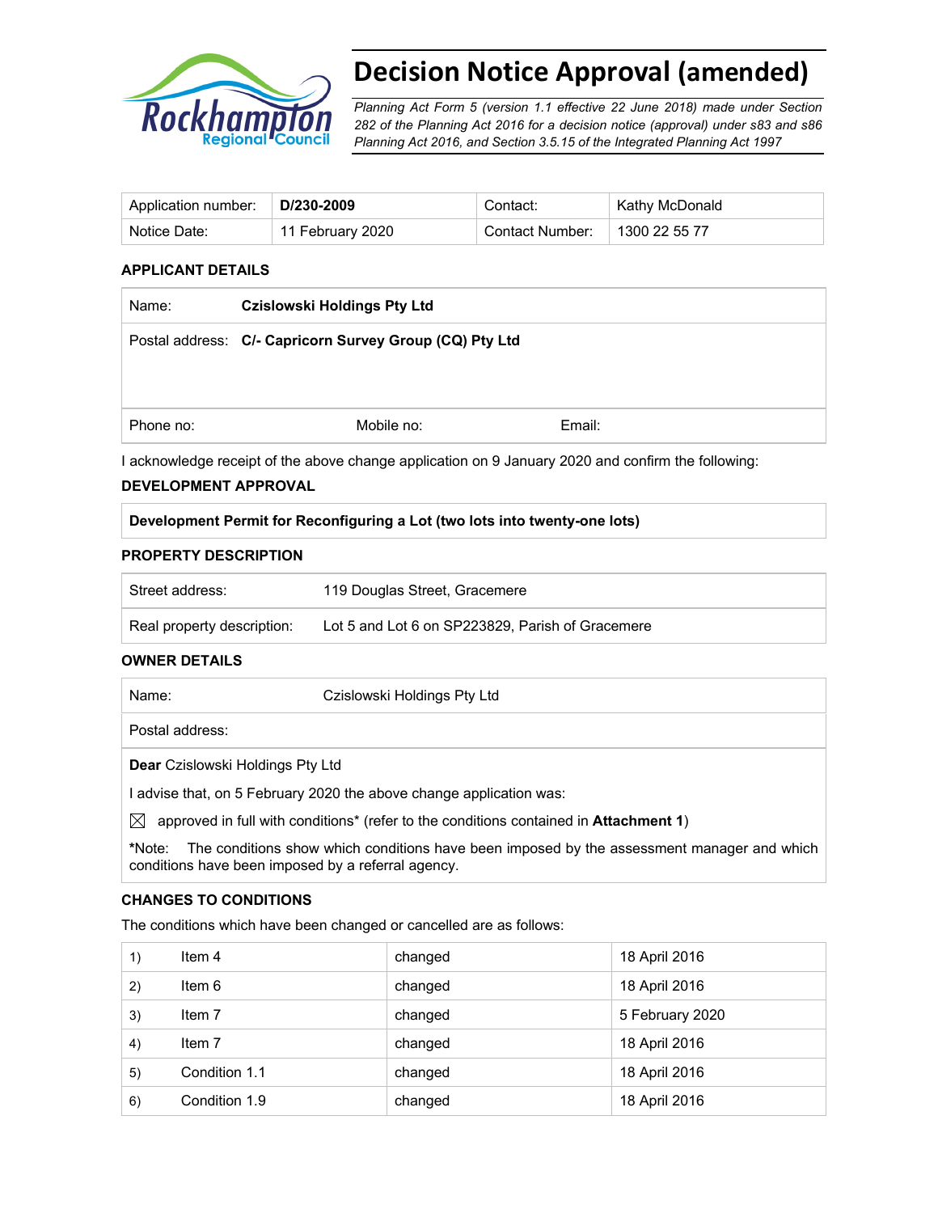# Decision Notice Approval (amended)

*Planning Act Form 5 (version 1.1 effective 22 June 2018) made under Section 282 of the Planning Act 2016 for a decision notice (approval) under s83 and s86 Planning Act 2016, and Section 3.5.15 of the Integrated Planning Act 1997*

| Application number: | **D/230-2009** | Contact: | Kathy McDonald |
|---|---|---|---|
| Notice Date: | 11 February 2020 | Contact Number: | 1300 22 55 77 |

### APPLICANT DETAILS

| Name: | **Czislowski Holdings Pty Ltd** | |
|---|---|---|
| Postal address: | **C/- Capricorn Survey Group (CQ) Pty Ltd** | |
| Phone no: | Mobile no: | Email: |

I acknowledge receipt of the above change application on 9 January 2020 and confirm the following:

### DEVELOPMENT APPROVAL

**Development Permit for Reconfiguring a Lot (two lots into twenty-one lots)**

### PROPERTY DESCRIPTION

| Street address: | 119 Douglas Street, Gracemere |
|---|---|
| Real property description: | Lot 5 and Lot 6 on SP223829, Parish of Gracemere |

### OWNER DETAILS

| Name: | Czislowski Holdings Pty Ltd |
|---|---|
| Postal address: | |

**Dear** Czislowski Holdings Pty Ltd

I advise that, on 5 February 2020 the above change application was:

☒ approved in full with conditions* (refer to the conditions contained in **Attachment 1**)

***Note:** The conditions show which conditions have been imposed by the assessment manager and which conditions have been imposed by a referral agency.

### CHANGES TO CONDITIONS

The conditions which have been changed or cancelled are as follows:

| 1) | Item 4 | changed | 18 April 2016 |
|---|---|---|---|
| 2) | Item 6 | changed | 18 April 2016 |
| 3) | Item 7 | changed | 5 February 2020 |
| 4) | Item 7 | changed | 18 April 2016 |
| 5) | Condition 1.1 | changed | 18 April 2016 |
| 6) | Condition 1.9 | changed | 18 April 2016 |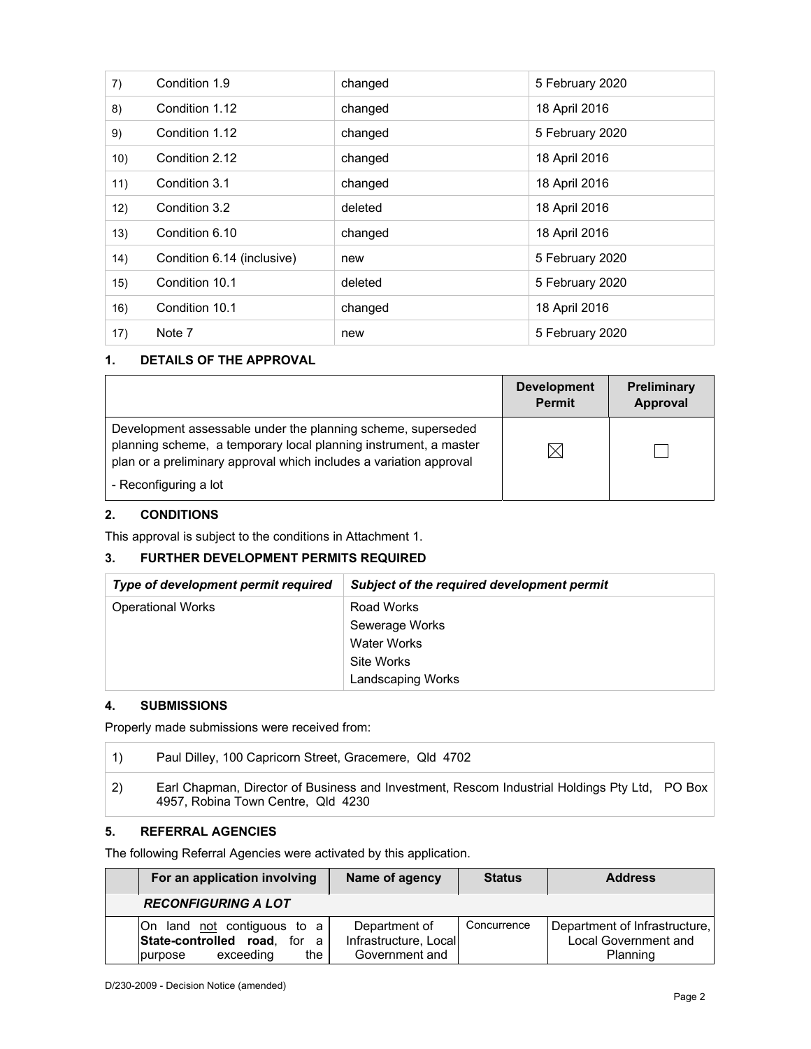| | | | |
|---|---|---|---|
| 7) | Condition 1.9 | changed | 5 February 2020 |
| 8) | Condition 1.12 | changed | 18 April 2016 |
| 9) | Condition 1.12 | changed | 5 February 2020 |
| 10) | Condition 2.12 | changed | 18 April 2016 |
| 11) | Condition 3.1 | changed | 18 April 2016 |
| 12) | Condition 3.2 | deleted | 18 April 2016 |
| 13) | Condition 6.10 | changed | 18 April 2016 |
| 14) | Condition 6.14 (inclusive) | new | 5 February 2020 |
| 15) | Condition 10.1 | deleted | 5 February 2020 |
| 16) | Condition 10.1 | changed | 18 April 2016 |
| 17) | Note 7 | new | 5 February 2020 |

## 1. DETAILS OF THE APPROVAL

| | Development Permit | Preliminary Approval |
|---|---|---|
| Development assessable under the planning scheme, superseded planning scheme, a temporary local planning instrument, a master plan or a preliminary approval which includes a variation approval<br>- Reconfiguring a lot | ☒ | ☐ |

## 2. CONDITIONS

This approval is subject to the conditions in Attachment 1.

## 3. FURTHER DEVELOPMENT PERMITS REQUIRED

| *Type of development permit required* | *Subject of the required development permit* |
|---|---|
| Operational Works | Road Works<br>Sewerage Works<br>Water Works<br>Site Works<br>Landscaping Works |

## 4. SUBMISSIONS

Properly made submissions were received from:

| | |
|---|---|
| 1) | Paul Dilley, 100 Capricorn Street, Gracemere, Qld 4702 |
| 2) | Earl Chapman, Director of Business and Investment, Rescom Industrial Holdings Pty Ltd, PO Box 4957, Robina Town Centre, Qld 4230 |

## 5. REFERRAL AGENCIES

The following Referral Agencies were activated by this application.

| | For an application involving | Name of agency | Status | Address |
|---|---|---|---|---|
| | ***RECONFIGURING A LOT*** | | | |
| | On land not contiguous to a **State-controlled road**, for a purpose exceeding the | Department of Infrastructure, Local Government and | Concurrence | Department of Infrastructure, Local Government and Planning |

D/230-2009 - Decision Notice (amended)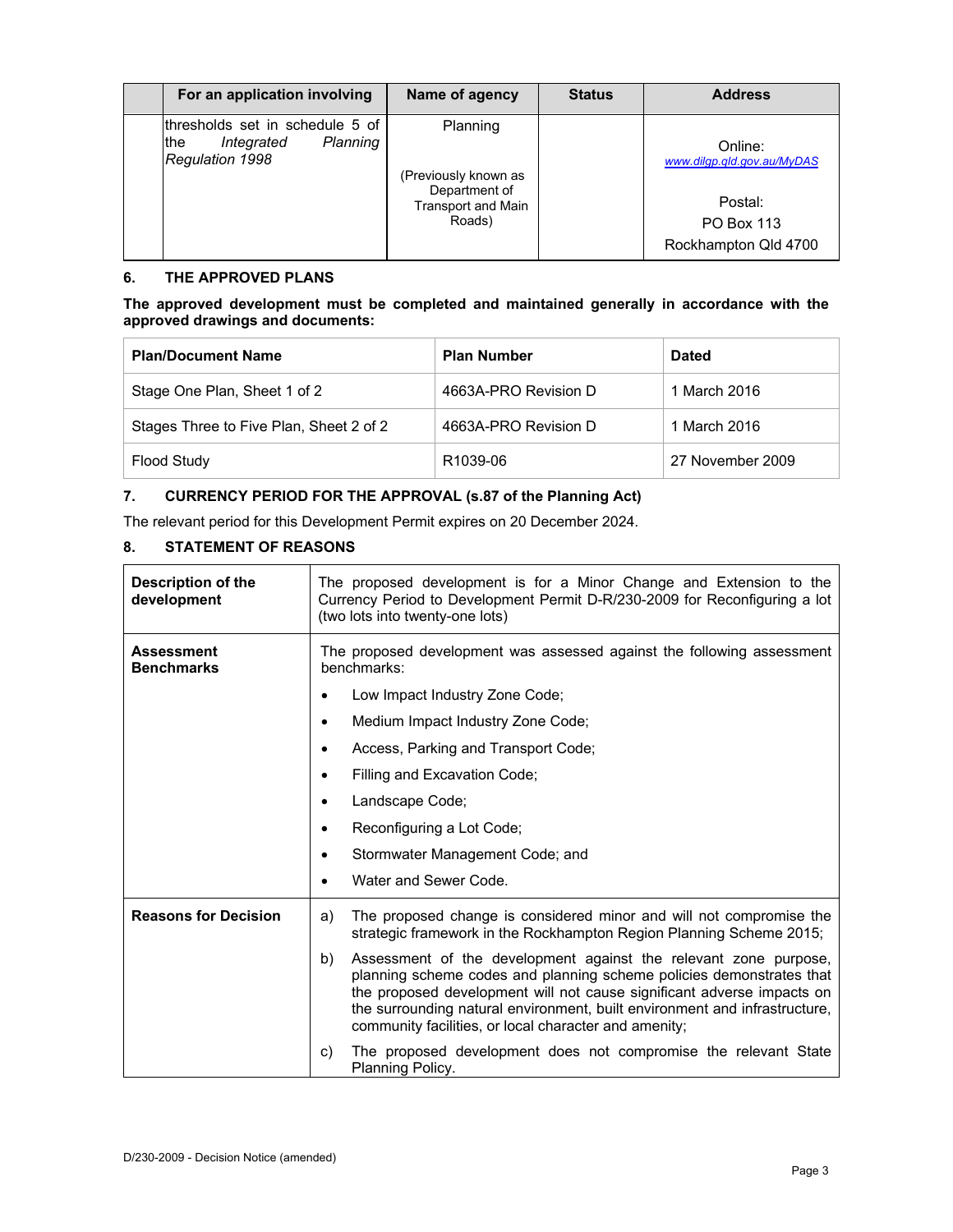| | For an application involving | Name of agency | Status | Address |
|---|---|---|---|---|
| | thresholds set in schedule 5 of the *Integrated Planning Regulation 1998* | Planning<br><br>(Previously known as Department of Transport and Main Roads) | | Online: www.dilgp.qld.gov.au/MyDAS<br><br>Postal:<br>PO Box 113<br>Rockhampton Qld 4700 |

## 6. THE APPROVED PLANS

**The approved development must be completed and maintained generally in accordance with the approved drawings and documents:**

| Plan/Document Name | Plan Number | Dated |
|---|---|---|
| Stage One Plan, Sheet 1 of 2 | 4663A-PRO Revision D | 1 March 2016 |
| Stages Three to Five Plan, Sheet 2 of 2 | 4663A-PRO Revision D | 1 March 2016 |
| Flood Study | R1039-06 | 27 November 2009 |

## 7. CURRENCY PERIOD FOR THE APPROVAL (s.87 of the Planning Act)

The relevant period for this Development Permit expires on 20 December 2024.

## 8. STATEMENT OF REASONS

| | |
|---|---|
| **Description of the development** | The proposed development is for a Minor Change and Extension to the Currency Period to Development Permit D-R/230-2009 for Reconfiguring a lot (two lots into twenty-one lots) |
| **Assessment Benchmarks** | The proposed development was assessed against the following assessment benchmarks:<br>• Low Impact Industry Zone Code;<br>• Medium Impact Industry Zone Code;<br>• Access, Parking and Transport Code;<br>• Filling and Excavation Code;<br>• Landscape Code;<br>• Reconfiguring a Lot Code;<br>• Stormwater Management Code; and<br>• Water and Sewer Code. |
| **Reasons for Decision** | a) The proposed change is considered minor and will not compromise the strategic framework in the Rockhampton Region Planning Scheme 2015;<br>b) Assessment of the development against the relevant zone purpose, planning scheme codes and planning scheme policies demonstrates that the proposed development will not cause significant adverse impacts on the surrounding natural environment, built environment and infrastructure, community facilities, or local character and amenity;<br>c) The proposed development does not compromise the relevant State Planning Policy. |

D/230-2009 - Decision Notice (amended)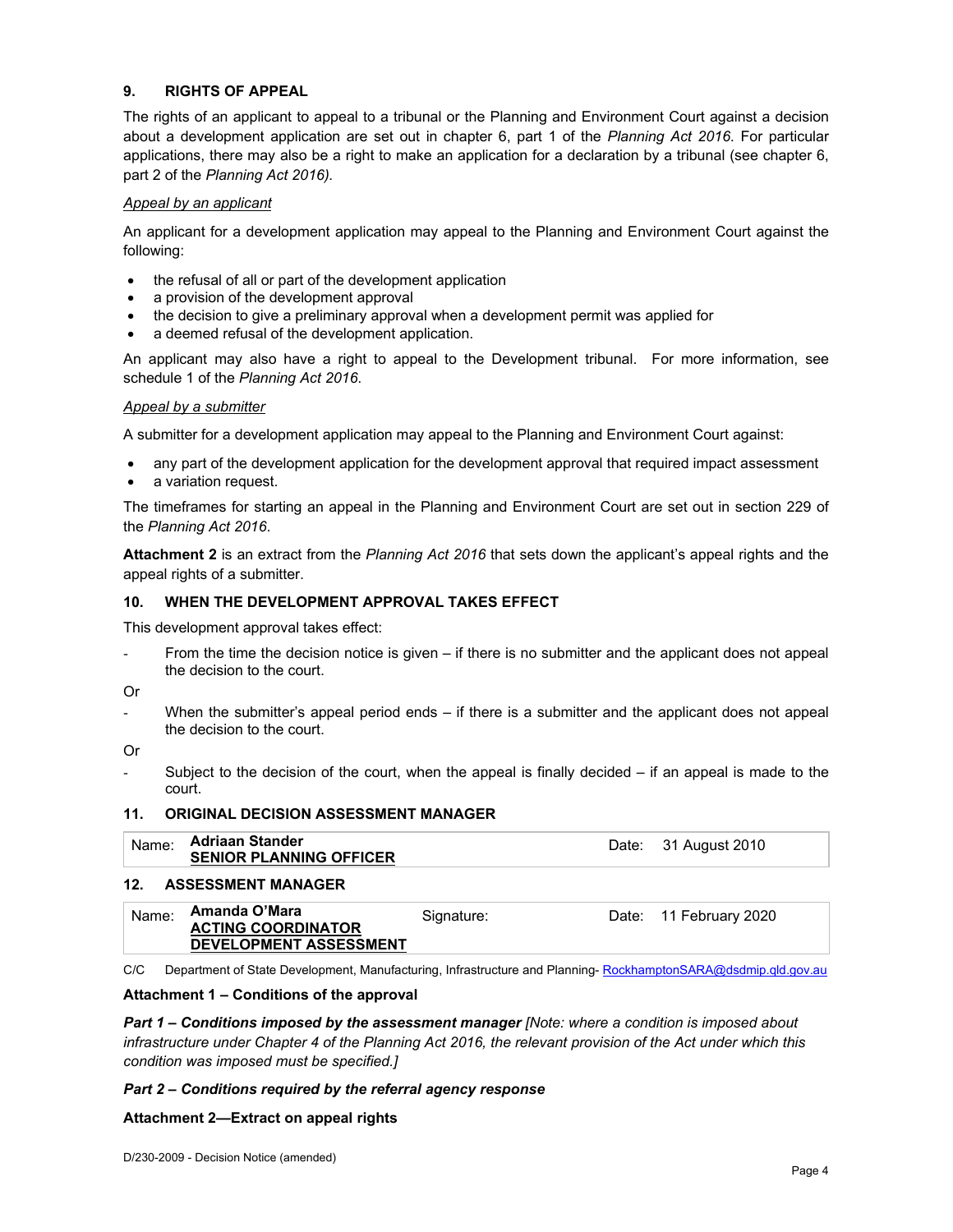## 9. RIGHTS OF APPEAL

The rights of an applicant to appeal to a tribunal or the Planning and Environment Court against a decision about a development application are set out in chapter 6, part 1 of the *Planning Act 2016*. For particular applications, there may also be a right to make an application for a declaration by a tribunal (see chapter 6, part 2 of the *Planning Act 2016).*

*Appeal by an applicant*

An applicant for a development application may appeal to the Planning and Environment Court against the following:

- the refusal of all or part of the development application
- a provision of the development approval
- the decision to give a preliminary approval when a development permit was applied for
- a deemed refusal of the development application.

An applicant may also have a right to appeal to the Development tribunal. For more information, see schedule 1 of the *Planning Act 2016*.

*Appeal by a submitter*

A submitter for a development application may appeal to the Planning and Environment Court against:

- any part of the development application for the development approval that required impact assessment
- a variation request.

The timeframes for starting an appeal in the Planning and Environment Court are set out in section 229 of the *Planning Act 2016*.

**Attachment 2** is an extract from the *Planning Act 2016* that sets down the applicant's appeal rights and the appeal rights of a submitter.

## 10. WHEN THE DEVELOPMENT APPROVAL TAKES EFFECT

This development approval takes effect:

- From the time the decision notice is given – if there is no submitter and the applicant does not appeal the decision to the court.

Or

- When the submitter's appeal period ends – if there is a submitter and the applicant does not appeal the decision to the court.

Or

- Subject to the decision of the court, when the appeal is finally decided – if an appeal is made to the court.

## 11. ORIGINAL DECISION ASSESSMENT MANAGER

| Name: | **Adriaan Stander** <br> **SENIOR PLANNING OFFICER** | Date: | 31 August 2010 |
|---|---|---|---|

## 12. ASSESSMENT MANAGER

| Name: | **Amanda O'Mara** <br> **ACTING COORDINATOR** <br> **DEVELOPMENT ASSESSMENT** | Signature: | Date: | 11 February 2020 |
|---|---|---|---|---|

C/C Department of State Development, Manufacturing, Infrastructure and Planning- RockhamptonSARA@dsdmip.qld.gov.au

**Attachment 1 – Conditions of the approval**

***Part 1 – Conditions imposed by the assessment manager*** *[Note: where a condition is imposed about infrastructure under Chapter 4 of the Planning Act 2016, the relevant provision of the Act under which this condition was imposed must be specified.]*

***Part 2 – Conditions required by the referral agency response***

**Attachment 2—Extract on appeal rights**

D/230-2009 - Decision Notice (amended)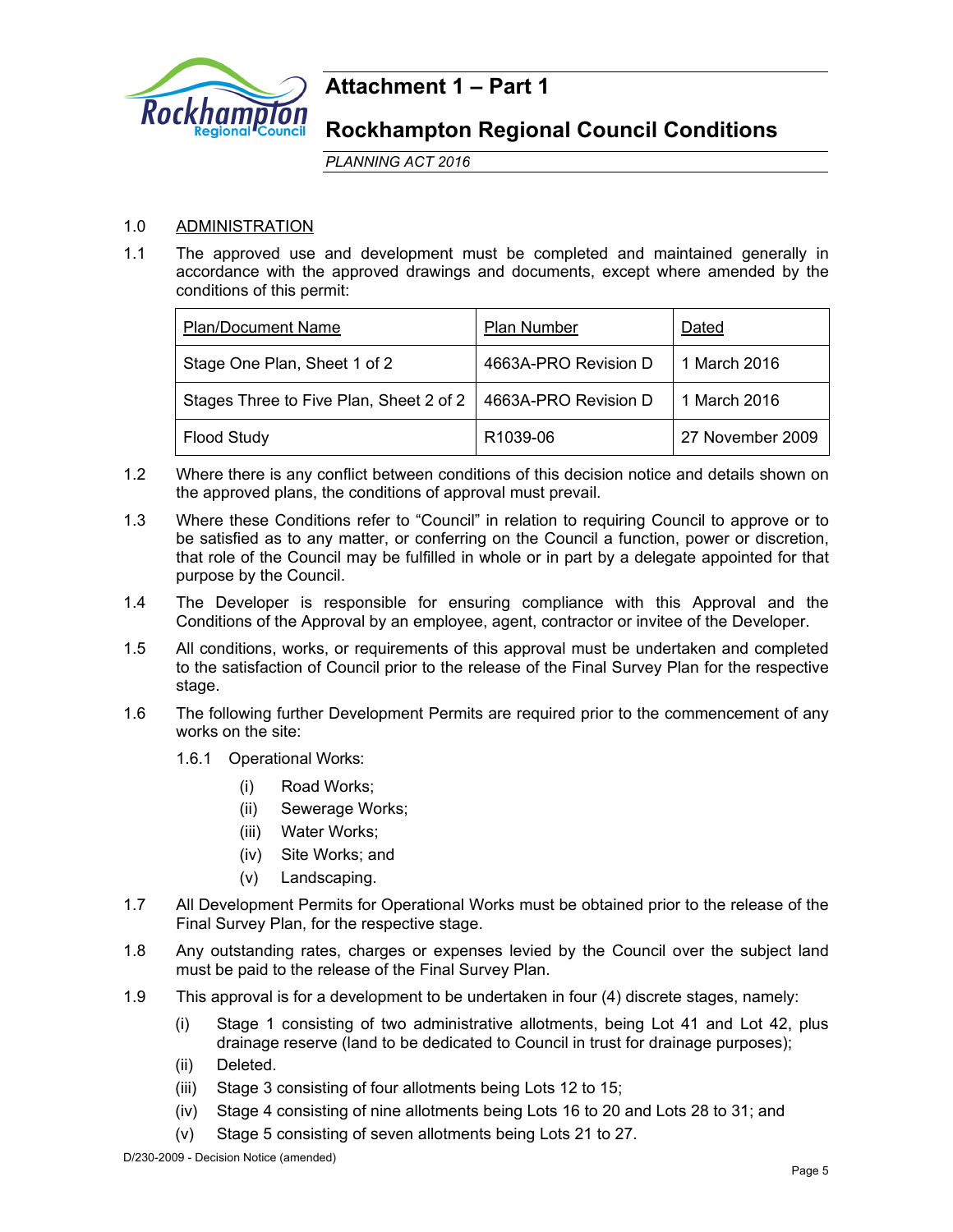# Attachment 1 – Part 1

## Rockhampton Regional Council Conditions

*PLANNING ACT 2016*

1.0 ADMINISTRATION

1.1 The approved use and development must be completed and maintained generally in accordance with the approved drawings and documents, except where amended by the conditions of this permit:

| Plan/Document Name | Plan Number | Dated |
|---|---|---|
| Stage One Plan, Sheet 1 of 2 | 4663A-PRO Revision D | 1 March 2016 |
| Stages Three to Five Plan, Sheet 2 of 2 | 4663A-PRO Revision D | 1 March 2016 |
| Flood Study | R1039-06 | 27 November 2009 |

1.2 Where there is any conflict between conditions of this decision notice and details shown on the approved plans, the conditions of approval must prevail.

1.3 Where these Conditions refer to "Council" in relation to requiring Council to approve or to be satisfied as to any matter, or conferring on the Council a function, power or discretion, that role of the Council may be fulfilled in whole or in part by a delegate appointed for that purpose by the Council.

1.4 The Developer is responsible for ensuring compliance with this Approval and the Conditions of the Approval by an employee, agent, contractor or invitee of the Developer.

1.5 All conditions, works, or requirements of this approval must be undertaken and completed to the satisfaction of Council prior to the release of the Final Survey Plan for the respective stage.

1.6 The following further Development Permits are required prior to the commencement of any works on the site:

1.6.1 Operational Works:

- (i) Road Works;
- (ii) Sewerage Works;
- (iii) Water Works;
- (iv) Site Works; and
- (v) Landscaping.

1.7 All Development Permits for Operational Works must be obtained prior to the release of the Final Survey Plan, for the respective stage.

1.8 Any outstanding rates, charges or expenses levied by the Council over the subject land must be paid to the release of the Final Survey Plan.

1.9 This approval is for a development to be undertaken in four (4) discrete stages, namely:

- (i) Stage 1 consisting of two administrative allotments, being Lot 41 and Lot 42, plus drainage reserve (land to be dedicated to Council in trust for drainage purposes);
- (ii) Deleted.
- (iii) Stage 3 consisting of four allotments being Lots 12 to 15;
- (iv) Stage 4 consisting of nine allotments being Lots 16 to 20 and Lots 28 to 31; and
- (v) Stage 5 consisting of seven allotments being Lots 21 to 27.

D/230-2009 - Decision Notice (amended)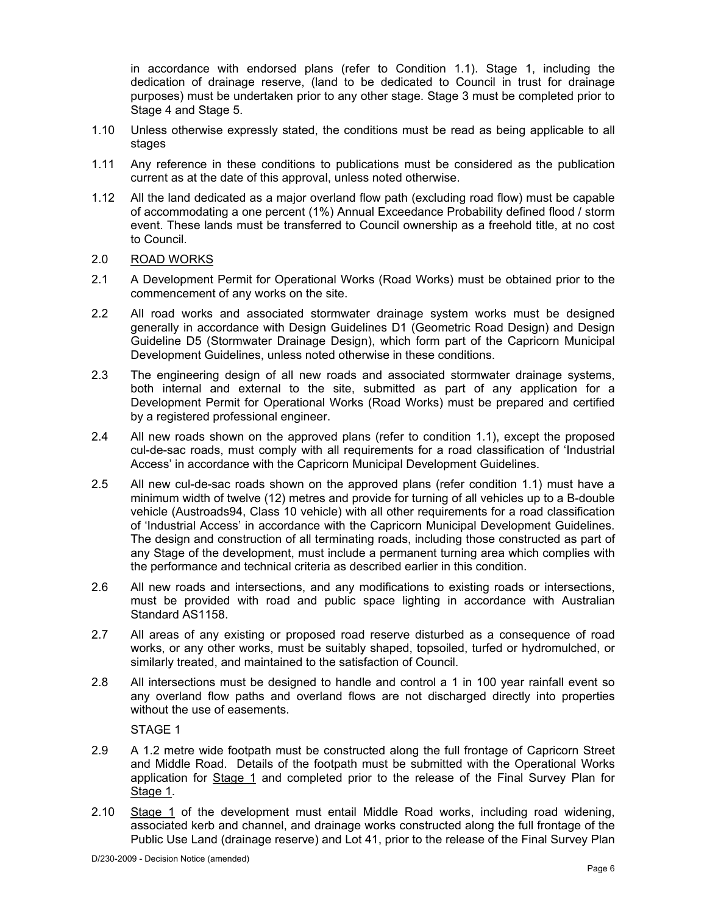in accordance with endorsed plans (refer to Condition 1.1). Stage 1, including the dedication of drainage reserve, (land to be dedicated to Council in trust for drainage purposes) must be undertaken prior to any other stage. Stage 3 must be completed prior to Stage 4 and Stage 5.

1.10 Unless otherwise expressly stated, the conditions must be read as being applicable to all stages

1.11 Any reference in these conditions to publications must be considered as the publication current as at the date of this approval, unless noted otherwise.

1.12 All the land dedicated as a major overland flow path (excluding road flow) must be capable of accommodating a one percent (1%) Annual Exceedance Probability defined flood / storm event. These lands must be transferred to Council ownership as a freehold title, at no cost to Council.

2.0 ROAD WORKS

2.1 A Development Permit for Operational Works (Road Works) must be obtained prior to the commencement of any works on the site.

2.2 All road works and associated stormwater drainage system works must be designed generally in accordance with Design Guidelines D1 (Geometric Road Design) and Design Guideline D5 (Stormwater Drainage Design), which form part of the Capricorn Municipal Development Guidelines, unless noted otherwise in these conditions.

2.3 The engineering design of all new roads and associated stormwater drainage systems, both internal and external to the site, submitted as part of any application for a Development Permit for Operational Works (Road Works) must be prepared and certified by a registered professional engineer.

2.4 All new roads shown on the approved plans (refer to condition 1.1), except the proposed cul-de-sac roads, must comply with all requirements for a road classification of 'Industrial Access' in accordance with the Capricorn Municipal Development Guidelines.

2.5 All new cul-de-sac roads shown on the approved plans (refer condition 1.1) must have a minimum width of twelve (12) metres and provide for turning of all vehicles up to a B-double vehicle (Austroads94, Class 10 vehicle) with all other requirements for a road classification of 'Industrial Access' in accordance with the Capricorn Municipal Development Guidelines. The design and construction of all terminating roads, including those constructed as part of any Stage of the development, must include a permanent turning area which complies with the performance and technical criteria as described earlier in this condition.

2.6 All new roads and intersections, and any modifications to existing roads or intersections, must be provided with road and public space lighting in accordance with Australian Standard AS1158.

2.7 All areas of any existing or proposed road reserve disturbed as a consequence of road works, or any other works, must be suitably shaped, topsoiled, turfed or hydromulched, or similarly treated, and maintained to the satisfaction of Council.

2.8 All intersections must be designed to handle and control a 1 in 100 year rainfall event so any overland flow paths and overland flows are not discharged directly into properties without the use of easements.

STAGE 1

2.9 A 1.2 metre wide footpath must be constructed along the full frontage of Capricorn Street and Middle Road. Details of the footpath must be submitted with the Operational Works application for Stage 1 and completed prior to the release of the Final Survey Plan for Stage 1.

2.10 Stage 1 of the development must entail Middle Road works, including road widening, associated kerb and channel, and drainage works constructed along the full frontage of the Public Use Land (drainage reserve) and Lot 41, prior to the release of the Final Survey Plan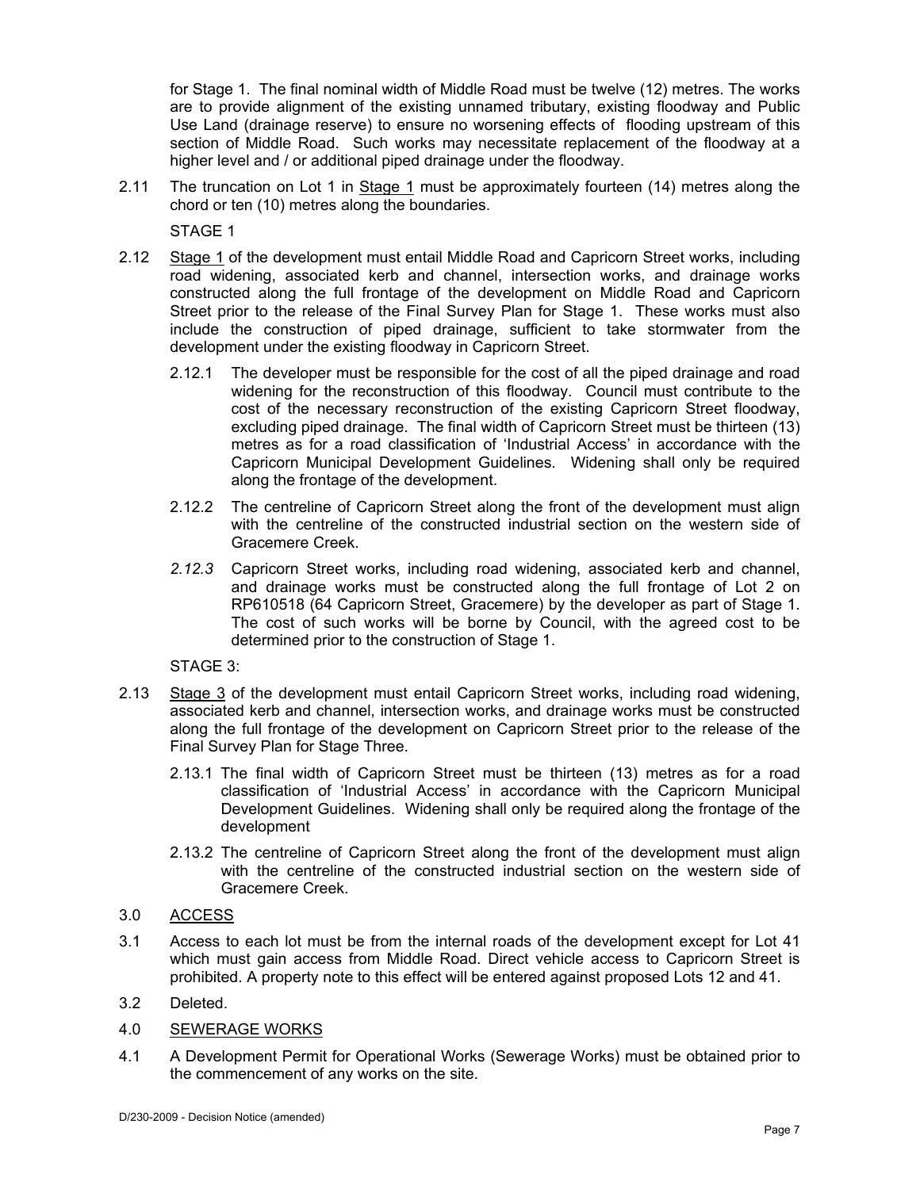for Stage 1. The final nominal width of Middle Road must be twelve (12) metres. The works are to provide alignment of the existing unnamed tributary, existing floodway and Public Use Land (drainage reserve) to ensure no worsening effects of flooding upstream of this section of Middle Road. Such works may necessitate replacement of the floodway at a higher level and / or additional piped drainage under the floodway.

2.11 The truncation on Lot 1 in Stage 1 must be approximately fourteen (14) metres along the chord or ten (10) metres along the boundaries.

STAGE 1

2.12 Stage 1 of the development must entail Middle Road and Capricorn Street works, including road widening, associated kerb and channel, intersection works, and drainage works constructed along the full frontage of the development on Middle Road and Capricorn Street prior to the release of the Final Survey Plan for Stage 1. These works must also include the construction of piped drainage, sufficient to take stormwater from the development under the existing floodway in Capricorn Street.

2.12.1 The developer must be responsible for the cost of all the piped drainage and road widening for the reconstruction of this floodway. Council must contribute to the cost of the necessary reconstruction of the existing Capricorn Street floodway, excluding piped drainage. The final width of Capricorn Street must be thirteen (13) metres as for a road classification of 'Industrial Access' in accordance with the Capricorn Municipal Development Guidelines. Widening shall only be required along the frontage of the development.

2.12.2 The centreline of Capricorn Street along the front of the development must align with the centreline of the constructed industrial section on the western side of Gracemere Creek.

*2.12.3* Capricorn Street works, including road widening, associated kerb and channel, and drainage works must be constructed along the full frontage of Lot 2 on RP610518 (64 Capricorn Street, Gracemere) by the developer as part of Stage 1. The cost of such works will be borne by Council, with the agreed cost to be determined prior to the construction of Stage 1.

STAGE 3:

2.13 Stage 3 of the development must entail Capricorn Street works, including road widening, associated kerb and channel, intersection works, and drainage works must be constructed along the full frontage of the development on Capricorn Street prior to the release of the Final Survey Plan for Stage Three.

2.13.1 The final width of Capricorn Street must be thirteen (13) metres as for a road classification of 'Industrial Access' in accordance with the Capricorn Municipal Development Guidelines. Widening shall only be required along the frontage of the development

2.13.2 The centreline of Capricorn Street along the front of the development must align with the centreline of the constructed industrial section on the western side of Gracemere Creek.

## 3.0 ACCESS

3.1 Access to each lot must be from the internal roads of the development except for Lot 41 which must gain access from Middle Road. Direct vehicle access to Capricorn Street is prohibited. A property note to this effect will be entered against proposed Lots 12 and 41.

3.2 Deleted.

## 4.0 SEWERAGE WORKS

4.1 A Development Permit for Operational Works (Sewerage Works) must be obtained prior to the commencement of any works on the site.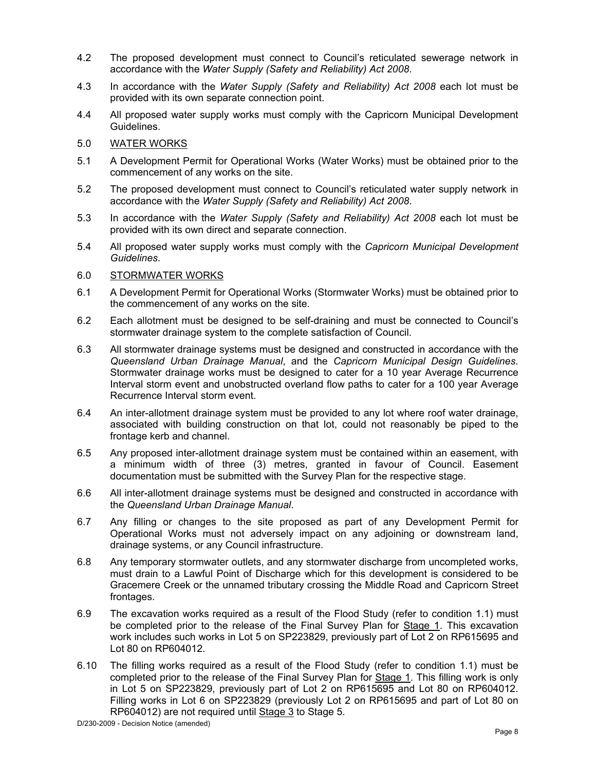4.2 The proposed development must connect to Council's reticulated sewerage network in accordance with the *Water Supply (Safety and Reliability) Act 2008*.

4.3 In accordance with the *Water Supply (Safety and Reliability) Act 2008* each lot must be provided with its own separate connection point.

4.4 All proposed water supply works must comply with the Capricorn Municipal Development Guidelines.

5.0 WATER WORKS

5.1 A Development Permit for Operational Works (Water Works) must be obtained prior to the commencement of any works on the site.

5.2 The proposed development must connect to Council's reticulated water supply network in accordance with the *Water Supply (Safety and Reliability) Act 2008*.

5.3 In accordance with the *Water Supply (Safety and Reliability) Act 2008* each lot must be provided with its own direct and separate connection.

5.4 All proposed water supply works must comply with the *Capricorn Municipal Development Guidelines*.

6.0 STORMWATER WORKS

6.1 A Development Permit for Operational Works (Stormwater Works) must be obtained prior to the commencement of any works on the site.

6.2 Each allotment must be designed to be self-draining and must be connected to Council's stormwater drainage system to the complete satisfaction of Council.

6.3 All stormwater drainage systems must be designed and constructed in accordance with the *Queensland Urban Drainage Manual*, and the *Capricorn Municipal Design Guidelines*. Stormwater drainage works must be designed to cater for a 10 year Average Recurrence Interval storm event and unobstructed overland flow paths to cater for a 100 year Average Recurrence Interval storm event.

6.4 An inter-allotment drainage system must be provided to any lot where roof water drainage, associated with building construction on that lot, could not reasonably be piped to the frontage kerb and channel.

6.5 Any proposed inter-allotment drainage system must be contained within an easement, with a minimum width of three (3) metres, granted in favour of Council. Easement documentation must be submitted with the Survey Plan for the respective stage.

6.6 All inter-allotment drainage systems must be designed and constructed in accordance with the *Queensland Urban Drainage Manual*.

6.7 Any filling or changes to the site proposed as part of any Development Permit for Operational Works must not adversely impact on any adjoining or downstream land, drainage systems, or any Council infrastructure.

6.8 Any temporary stormwater outlets, and any stormwater discharge from uncompleted works, must drain to a Lawful Point of Discharge which for this development is considered to be Gracemere Creek or the unnamed tributary crossing the Middle Road and Capricorn Street frontages.

6.9 The excavation works required as a result of the Flood Study (refer to condition 1.1) must be completed prior to the release of the Final Survey Plan for Stage 1. This excavation work includes such works in Lot 5 on SP223829, previously part of Lot 2 on RP615695 and Lot 80 on RP604012.

6.10 The filling works required as a result of the Flood Study (refer to condition 1.1) must be completed prior to the release of the Final Survey Plan for Stage 1. This filling work is only in Lot 5 on SP223829, previously part of Lot 2 on RP615695 and Lot 80 on RP604012. Filling works in Lot 6 on SP223829 (previously Lot 2 on RP615695 and part of Lot 80 on RP604012) are not required until Stage 3 to Stage 5.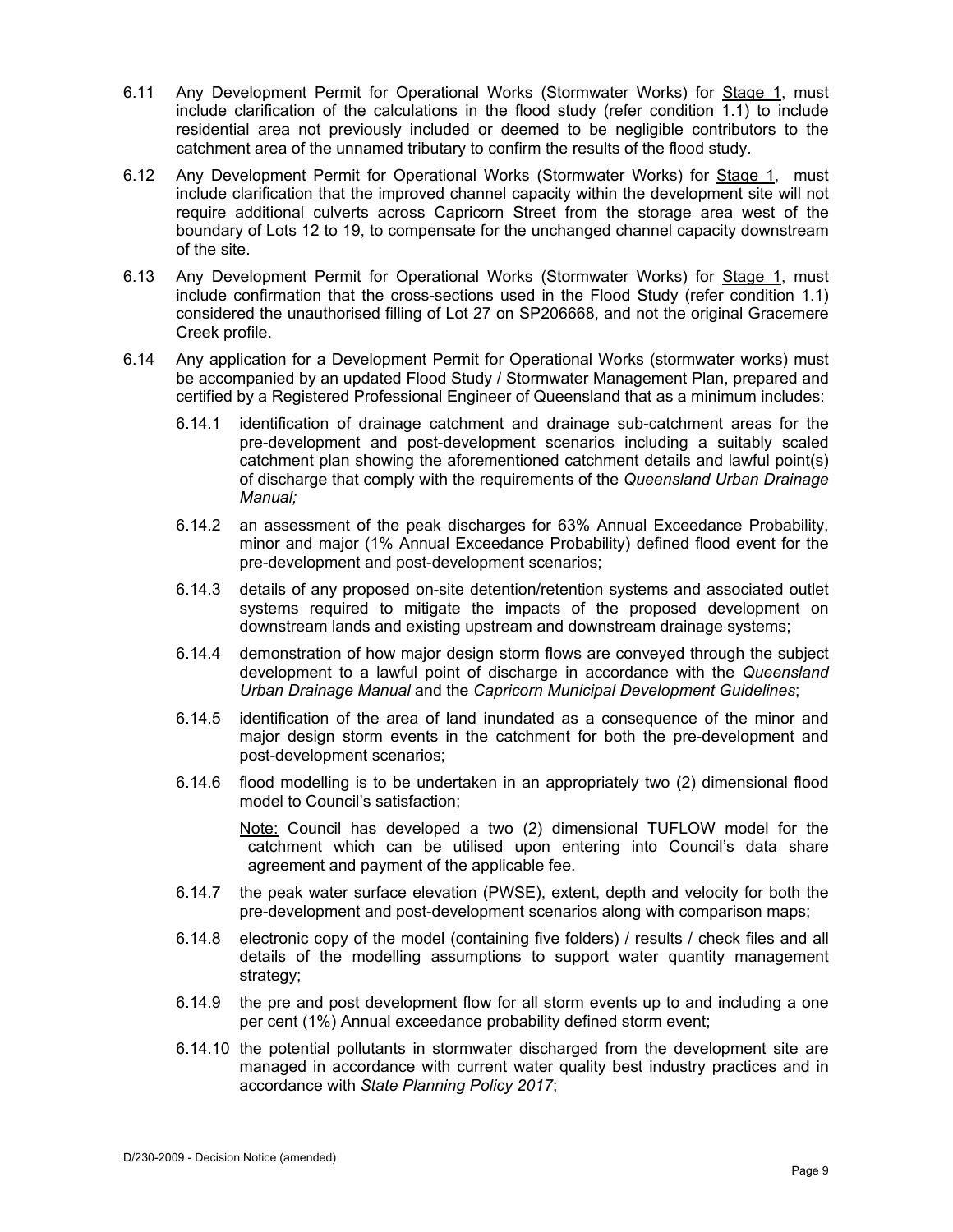6.11 Any Development Permit for Operational Works (Stormwater Works) for <u>Stage 1</u>, must include clarification of the calculations in the flood study (refer condition 1.1) to include residential area not previously included or deemed to be negligible contributors to the catchment area of the unnamed tributary to confirm the results of the flood study.

6.12 Any Development Permit for Operational Works (Stormwater Works) for <u>Stage 1</u>, must include clarification that the improved channel capacity within the development site will not require additional culverts across Capricorn Street from the storage area west of the boundary of Lots 12 to 19, to compensate for the unchanged channel capacity downstream of the site.

6.13 Any Development Permit for Operational Works (Stormwater Works) for <u>Stage 1</u>, must include confirmation that the cross-sections used in the Flood Study (refer condition 1.1) considered the unauthorised filling of Lot 27 on SP206668, and not the original Gracemere Creek profile.

6.14 Any application for a Development Permit for Operational Works (stormwater works) must be accompanied by an updated Flood Study / Stormwater Management Plan, prepared and certified by a Registered Professional Engineer of Queensland that as a minimum includes:

6.14.1 identification of drainage catchment and drainage sub-catchment areas for the pre-development and post-development scenarios including a suitably scaled catchment plan showing the aforementioned catchment details and lawful point(s) of discharge that comply with the requirements of the *Queensland Urban Drainage Manual;*

6.14.2 an assessment of the peak discharges for 63% Annual Exceedance Probability, minor and major (1% Annual Exceedance Probability) defined flood event for the pre-development and post-development scenarios;

6.14.3 details of any proposed on-site detention/retention systems and associated outlet systems required to mitigate the impacts of the proposed development on downstream lands and existing upstream and downstream drainage systems;

6.14.4 demonstration of how major design storm flows are conveyed through the subject development to a lawful point of discharge in accordance with the *Queensland Urban Drainage Manual* and the *Capricorn Municipal Development Guidelines*;

6.14.5 identification of the area of land inundated as a consequence of the minor and major design storm events in the catchment for both the pre-development and post-development scenarios;

6.14.6 flood modelling is to be undertaken in an appropriately two (2) dimensional flood model to Council's satisfaction;

<u>Note:</u> Council has developed a two (2) dimensional TUFLOW model for the catchment which can be utilised upon entering into Council's data share agreement and payment of the applicable fee.

6.14.7 the peak water surface elevation (PWSE), extent, depth and velocity for both the pre-development and post-development scenarios along with comparison maps;

6.14.8 electronic copy of the model (containing five folders) / results / check files and all details of the modelling assumptions to support water quantity management strategy;

6.14.9 the pre and post development flow for all storm events up to and including a one per cent (1%) Annual exceedance probability defined storm event;

6.14.10 the potential pollutants in stormwater discharged from the development site are managed in accordance with current water quality best industry practices and in accordance with *State Planning Policy 2017*;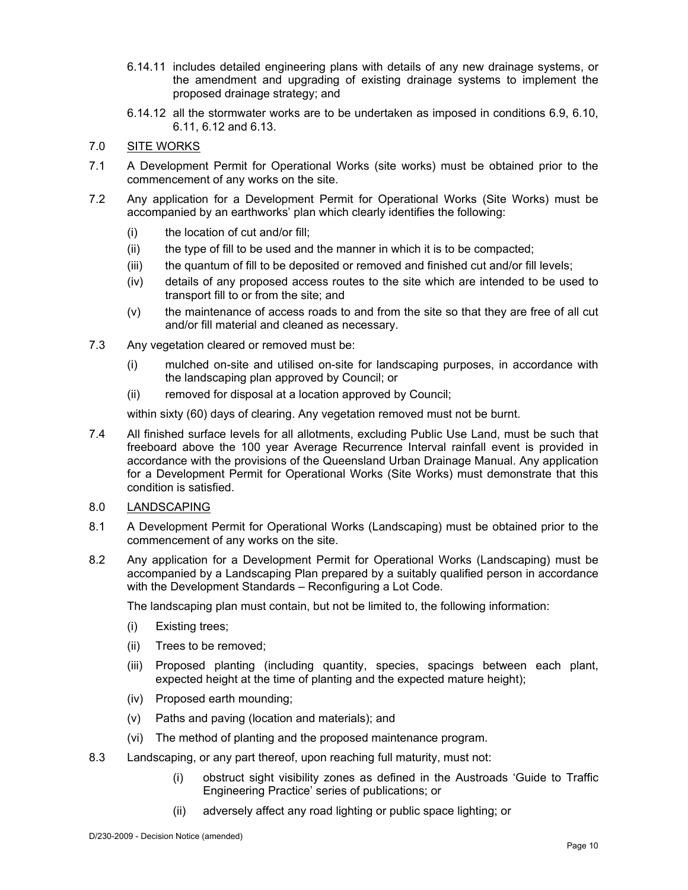6.14.11 includes detailed engineering plans with details of any new drainage systems, or the amendment and upgrading of existing drainage systems to implement the proposed drainage strategy; and

6.14.12 all the stormwater works are to be undertaken as imposed in conditions 6.9, 6.10, 6.11, 6.12 and 6.13.

7.0 <u>SITE WORKS</u>

7.1 A Development Permit for Operational Works (site works) must be obtained prior to the commencement of any works on the site.

7.2 Any application for a Development Permit for Operational Works (Site Works) must be accompanied by an earthworks' plan which clearly identifies the following:

(i) the location of cut and/or fill;

(ii) the type of fill to be used and the manner in which it is to be compacted;

(iii) the quantum of fill to be deposited or removed and finished cut and/or fill levels;

(iv) details of any proposed access routes to the site which are intended to be used to transport fill to or from the site; and

(v) the maintenance of access roads to and from the site so that they are free of all cut and/or fill material and cleaned as necessary.

7.3 Any vegetation cleared or removed must be:

(i) mulched on-site and utilised on-site for landscaping purposes, in accordance with the landscaping plan approved by Council; or

(ii) removed for disposal at a location approved by Council;

within sixty (60) days of clearing. Any vegetation removed must not be burnt.

7.4 All finished surface levels for all allotments, excluding Public Use Land, must be such that freeboard above the 100 year Average Recurrence Interval rainfall event is provided in accordance with the provisions of the Queensland Urban Drainage Manual. Any application for a Development Permit for Operational Works (Site Works) must demonstrate that this condition is satisfied.

8.0 <u>LANDSCAPING</u>

8.1 A Development Permit for Operational Works (Landscaping) must be obtained prior to the commencement of any works on the site.

8.2 Any application for a Development Permit for Operational Works (Landscaping) must be accompanied by a Landscaping Plan prepared by a suitably qualified person in accordance with the Development Standards – Reconfiguring a Lot Code.

The landscaping plan must contain, but not be limited to, the following information:

(i) Existing trees;

(ii) Trees to be removed;

(iii) Proposed planting (including quantity, species, spacings between each plant, expected height at the time of planting and the expected mature height);

(iv) Proposed earth mounding;

(v) Paths and paving (location and materials); and

(vi) The method of planting and the proposed maintenance program.

8.3 Landscaping, or any part thereof, upon reaching full maturity, must not:

(i) obstruct sight visibility zones as defined in the Austroads 'Guide to Traffic Engineering Practice' series of publications; or

(ii) adversely affect any road lighting or public space lighting; or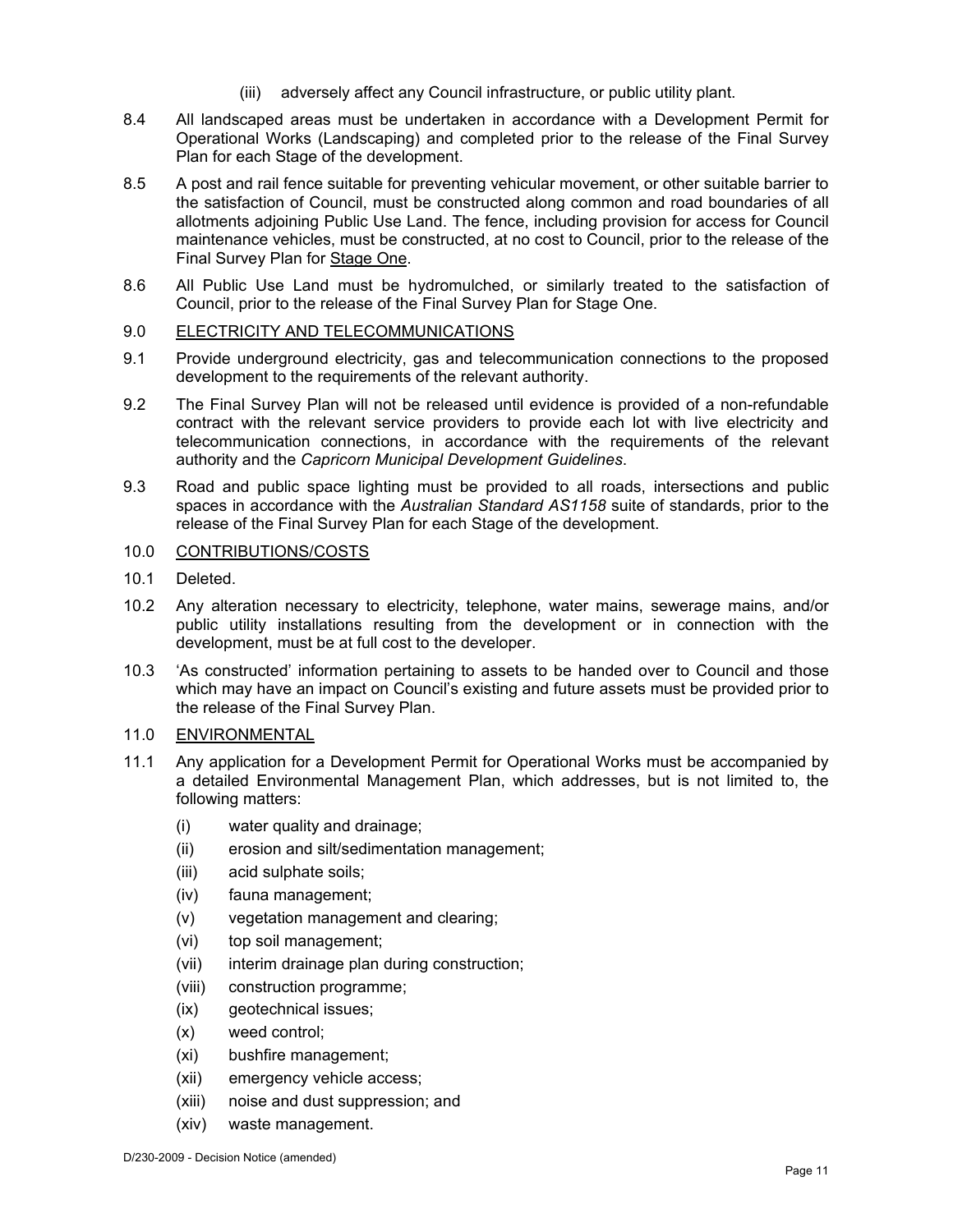(iii) adversely affect any Council infrastructure, or public utility plant.

8.4 All landscaped areas must be undertaken in accordance with a Development Permit for Operational Works (Landscaping) and completed prior to the release of the Final Survey Plan for each Stage of the development.

8.5 A post and rail fence suitable for preventing vehicular movement, or other suitable barrier to the satisfaction of Council, must be constructed along common and road boundaries of all allotments adjoining Public Use Land. The fence, including provision for access for Council maintenance vehicles, must be constructed, at no cost to Council, prior to the release of the Final Survey Plan for <u>Stage One</u>.

8.6 All Public Use Land must be hydromulched, or similarly treated to the satisfaction of Council, prior to the release of the Final Survey Plan for Stage One.

9.0 <u>ELECTRICITY AND TELECOMMUNICATIONS</u>

9.1 Provide underground electricity, gas and telecommunication connections to the proposed development to the requirements of the relevant authority.

9.2 The Final Survey Plan will not be released until evidence is provided of a non-refundable contract with the relevant service providers to provide each lot with live electricity and telecommunication connections, in accordance with the requirements of the relevant authority and the *Capricorn Municipal Development Guidelines*.

9.3 Road and public space lighting must be provided to all roads, intersections and public spaces in accordance with the *Australian Standard AS1158* suite of standards, prior to the release of the Final Survey Plan for each Stage of the development.

10.0 <u>CONTRIBUTIONS/COSTS</u>

10.1 Deleted.

10.2 Any alteration necessary to electricity, telephone, water mains, sewerage mains, and/or public utility installations resulting from the development or in connection with the development, must be at full cost to the developer.

10.3 'As constructed' information pertaining to assets to be handed over to Council and those which may have an impact on Council's existing and future assets must be provided prior to the release of the Final Survey Plan.

11.0 <u>ENVIRONMENTAL</u>

11.1 Any application for a Development Permit for Operational Works must be accompanied by a detailed Environmental Management Plan, which addresses, but is not limited to, the following matters:

(i) water quality and drainage;
(ii) erosion and silt/sedimentation management;
(iii) acid sulphate soils;
(iv) fauna management;
(v) vegetation management and clearing;
(vi) top soil management;
(vii) interim drainage plan during construction;
(viii) construction programme;
(ix) geotechnical issues;
(x) weed control;
(xi) bushfire management;
(xii) emergency vehicle access;
(xiii) noise and dust suppression; and
(xiv) waste management.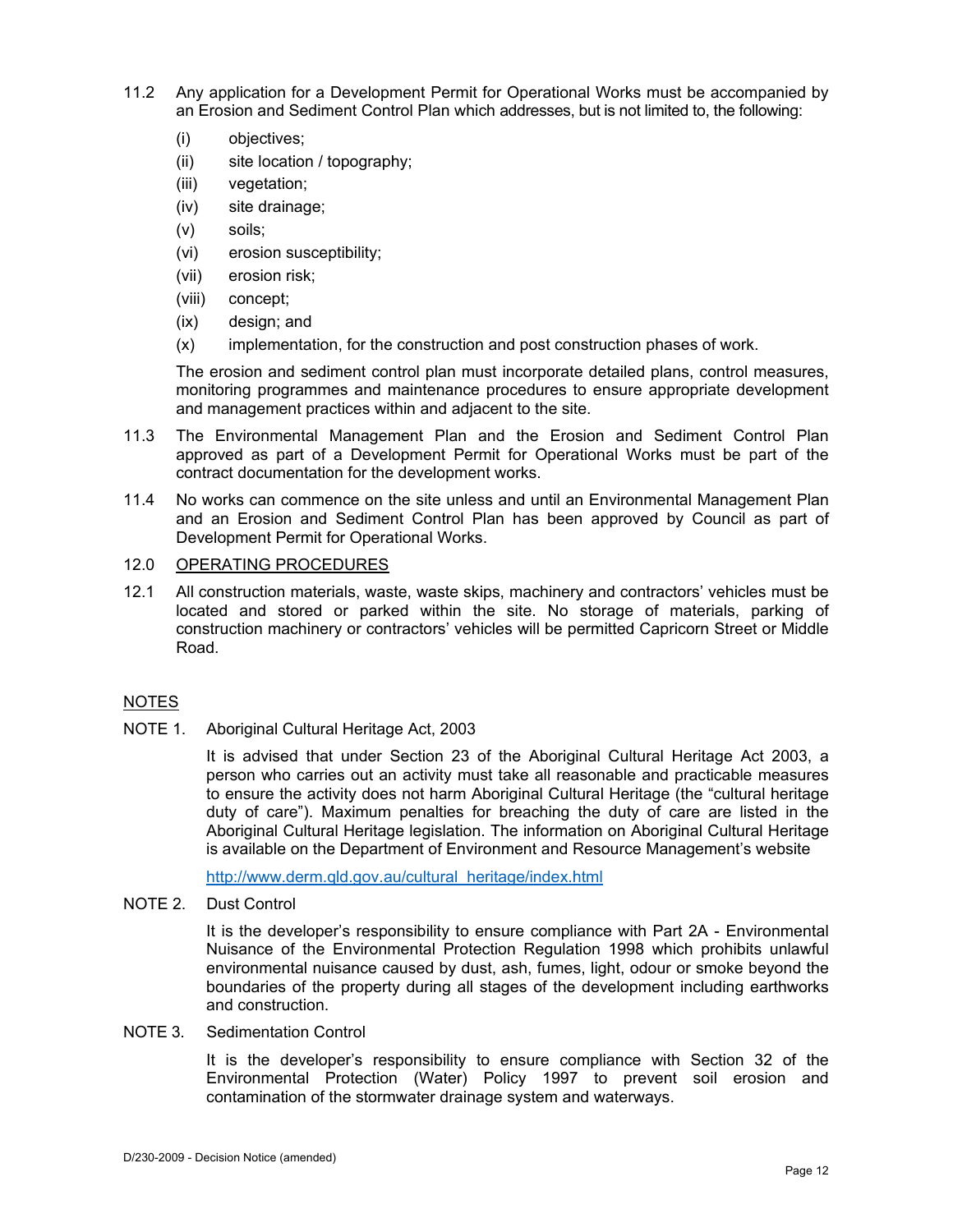11.2 Any application for a Development Permit for Operational Works must be accompanied by an Erosion and Sediment Control Plan which addresses, but is not limited to, the following:

(i) objectives;

(ii) site location / topography;

(iii) vegetation;

(iv) site drainage;

(v) soils;

(vi) erosion susceptibility;

(vii) erosion risk;

(viii) concept;

(ix) design; and

(x) implementation, for the construction and post construction phases of work.

The erosion and sediment control plan must incorporate detailed plans, control measures, monitoring programmes and maintenance procedures to ensure appropriate development and management practices within and adjacent to the site.

11.3 The Environmental Management Plan and the Erosion and Sediment Control Plan approved as part of a Development Permit for Operational Works must be part of the contract documentation for the development works.

11.4 No works can commence on the site unless and until an Environmental Management Plan and an Erosion and Sediment Control Plan has been approved by Council as part of Development Permit for Operational Works.

## 12.0 OPERATING PROCEDURES

12.1 All construction materials, waste, waste skips, machinery and contractors' vehicles must be located and stored or parked within the site. No storage of materials, parking of construction machinery or contractors' vehicles will be permitted Capricorn Street or Middle Road.

## NOTES

NOTE 1. Aboriginal Cultural Heritage Act, 2003

It is advised that under Section 23 of the Aboriginal Cultural Heritage Act 2003, a person who carries out an activity must take all reasonable and practicable measures to ensure the activity does not harm Aboriginal Cultural Heritage (the "cultural heritage duty of care"). Maximum penalties for breaching the duty of care are listed in the Aboriginal Cultural Heritage legislation. The information on Aboriginal Cultural Heritage is available on the Department of Environment and Resource Management's website

http://www.derm.qld.gov.au/cultural_heritage/index.html

NOTE 2. Dust Control

It is the developer's responsibility to ensure compliance with Part 2A - Environmental Nuisance of the Environmental Protection Regulation 1998 which prohibits unlawful environmental nuisance caused by dust, ash, fumes, light, odour or smoke beyond the boundaries of the property during all stages of the development including earthworks and construction.

NOTE 3. Sedimentation Control

It is the developer's responsibility to ensure compliance with Section 32 of the Environmental Protection (Water) Policy 1997 to prevent soil erosion and contamination of the stormwater drainage system and waterways.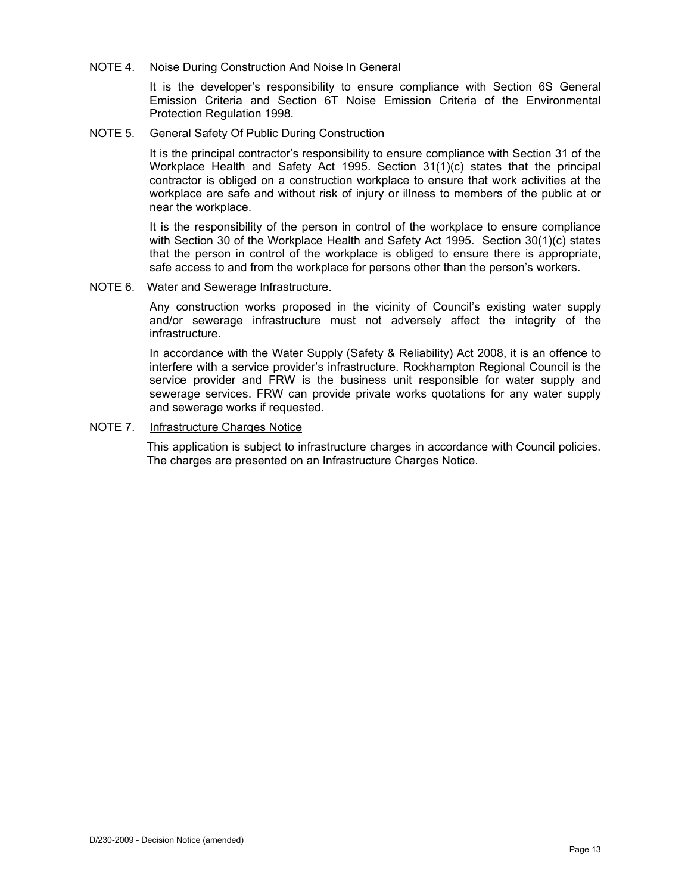NOTE 4. Noise During Construction And Noise In General

It is the developer's responsibility to ensure compliance with Section 6S General Emission Criteria and Section 6T Noise Emission Criteria of the Environmental Protection Regulation 1998.

NOTE 5. General Safety Of Public During Construction

It is the principal contractor's responsibility to ensure compliance with Section 31 of the Workplace Health and Safety Act 1995. Section 31(1)(c) states that the principal contractor is obliged on a construction workplace to ensure that work activities at the workplace are safe and without risk of injury or illness to members of the public at or near the workplace.

It is the responsibility of the person in control of the workplace to ensure compliance with Section 30 of the Workplace Health and Safety Act 1995. Section 30(1)(c) states that the person in control of the workplace is obliged to ensure there is appropriate, safe access to and from the workplace for persons other than the person's workers.

NOTE 6. Water and Sewerage Infrastructure.

Any construction works proposed in the vicinity of Council's existing water supply and/or sewerage infrastructure must not adversely affect the integrity of the infrastructure.

In accordance with the Water Supply (Safety & Reliability) Act 2008, it is an offence to interfere with a service provider's infrastructure. Rockhampton Regional Council is the service provider and FRW is the business unit responsible for water supply and sewerage services. FRW can provide private works quotations for any water supply and sewerage works if requested.

NOTE 7. Infrastructure Charges Notice

This application is subject to infrastructure charges in accordance with Council policies. The charges are presented on an Infrastructure Charges Notice.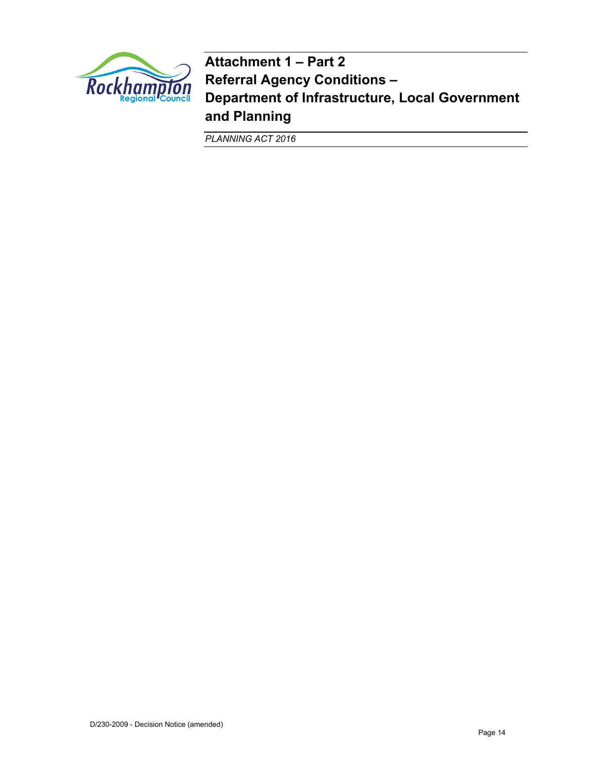# Attachment 1 – Part 2
# Referral Agency Conditions – Department of Infrastructure, Local Government and Planning

*PLANNING ACT 2016*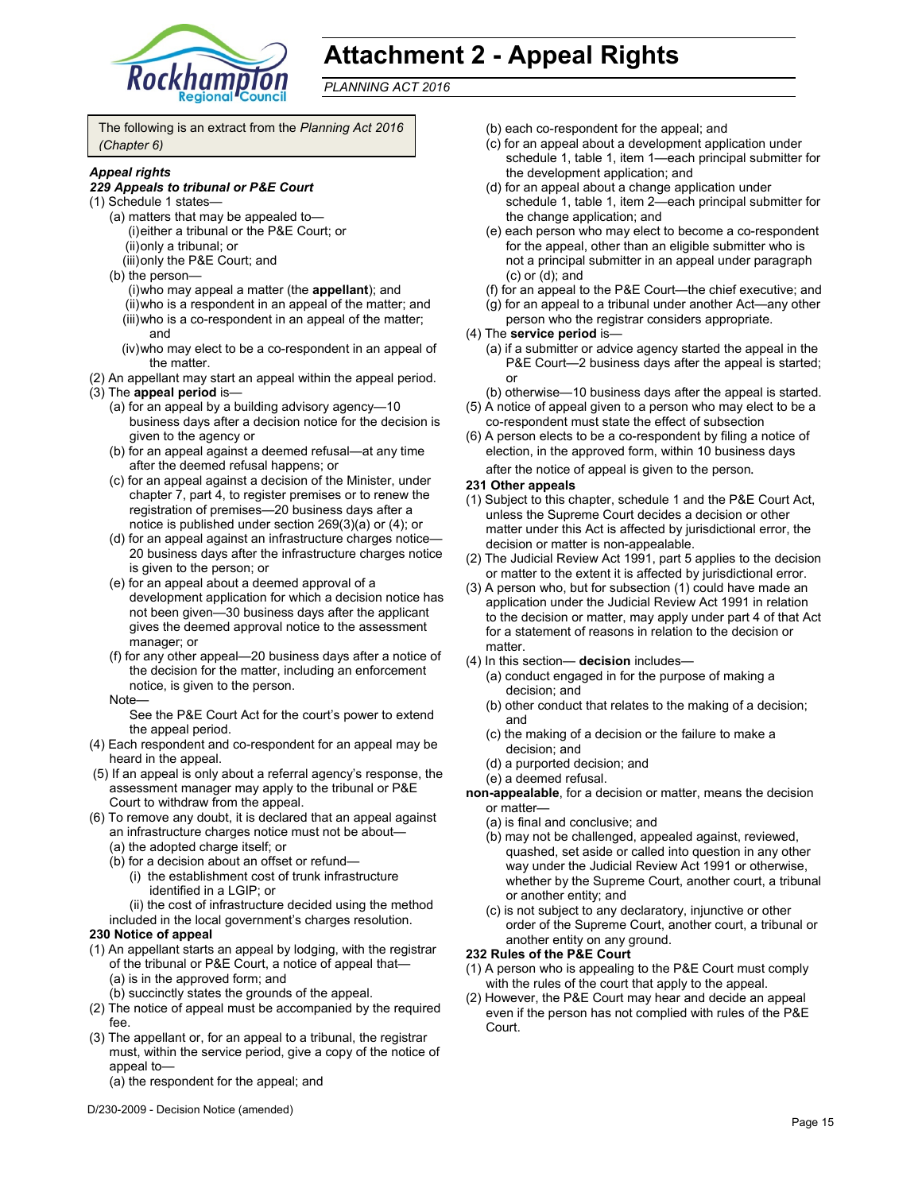# Attachment 2 - Appeal Rights

*PLANNING ACT 2016*

The following is an extract from the *Planning Act 2016 (Chapter 6)*

***Appeal rights***

***229 Appeals to tribunal or P&E Court***

(1) Schedule 1 states—

(a) matters that may be appealed to—

(i) either a tribunal or the P&E Court; or

(ii) only a tribunal; or

(iii) only the P&E Court; and

(b) the person—

(i) who may appeal a matter (the **appellant**); and

(ii) who is a respondent in an appeal of the matter; and

(iii) who is a co-respondent in an appeal of the matter; and

(iv) who may elect to be a co-respondent in an appeal of the matter.

(2) An appellant may start an appeal within the appeal period.

(3) The **appeal period** is—

(a) for an appeal by a building advisory agency—10 business days after a decision notice for the decision is given to the agency or

(b) for an appeal against a deemed refusal—at any time after the deemed refusal happens; or

(c) for an appeal against a decision of the Minister, under chapter 7, part 4, to register premises or to renew the registration of premises—20 business days after a notice is published under section 269(3)(a) or (4); or

(d) for an appeal against an infrastructure charges notice—20 business days after the infrastructure charges notice is given to the person; or

(e) for an appeal about a deemed approval of a development application for which a decision notice has not been given—30 business days after the applicant gives the deemed approval notice to the assessment manager; or

(f) for any other appeal—20 business days after a notice of the decision for the matter, including an enforcement notice, is given to the person.

Note—

See the P&E Court Act for the court's power to extend the appeal period.

(4) Each respondent and co-respondent for an appeal may be heard in the appeal.

(5) If an appeal is only about a referral agency's response, the assessment manager may apply to the tribunal or P&E Court to withdraw from the appeal.

(6) To remove any doubt, it is declared that an appeal against an infrastructure charges notice must not be about—

(a) the adopted charge itself; or

(b) for a decision about an offset or refund—

(i) the establishment cost of trunk infrastructure identified in a LGIP; or

(ii) the cost of infrastructure decided using the method included in the local government's charges resolution.

**230 Notice of appeal**

(1) An appellant starts an appeal by lodging, with the registrar of the tribunal or P&E Court, a notice of appeal that—

(a) is in the approved form; and

(b) succinctly states the grounds of the appeal.

(2) The notice of appeal must be accompanied by the required fee.

(3) The appellant or, for an appeal to a tribunal, the registrar must, within the service period, give a copy of the notice of appeal to—

(a) the respondent for the appeal; and

(b) each co-respondent for the appeal; and

(c) for an appeal about a development application under schedule 1, table 1, item 1—each principal submitter for the development application; and

(d) for an appeal about a change application under schedule 1, table 1, item 2—each principal submitter for the change application; and

(e) each person who may elect to become a co-respondent for the appeal, other than an eligible submitter who is not a principal submitter in an appeal under paragraph (c) or (d); and

(f) for an appeal to the P&E Court—the chief executive; and

(g) for an appeal to a tribunal under another Act—any other person who the registrar considers appropriate.

(4) The **service period** is—

(a) if a submitter or advice agency started the appeal in the P&E Court—2 business days after the appeal is started; or

(b) otherwise—10 business days after the appeal is started.

(5) A notice of appeal given to a person who may elect to be a co-respondent must state the effect of subsection

(6) A person elects to be a co-respondent by filing a notice of election, in the approved form, within 10 business days after the notice of appeal is given to the person.

**231 Other appeals**

(1) Subject to this chapter, schedule 1 and the P&E Court Act, unless the Supreme Court decides a decision or other matter under this Act is affected by jurisdictional error, the decision or matter is non-appealable.

(2) The Judicial Review Act 1991, part 5 applies to the decision or matter to the extent it is affected by jurisdictional error.

(3) A person who, but for subsection (1) could have made an application under the Judicial Review Act 1991 in relation to the decision or matter, may apply under part 4 of that Act for a statement of reasons in relation to the decision or matter.

(4) In this section— **decision** includes—

(a) conduct engaged in for the purpose of making a decision; and

(b) other conduct that relates to the making of a decision; and

(c) the making of a decision or the failure to make a decision; and

(d) a purported decision; and

(e) a deemed refusal.

**non-appealable**, for a decision or matter, means the decision or matter—

(a) is final and conclusive; and

(b) may not be challenged, appealed against, reviewed, quashed, set aside or called into question in any other way under the Judicial Review Act 1991 or otherwise, whether by the Supreme Court, another court, a tribunal or another entity; and

(c) is not subject to any declaratory, injunctive or other order of the Supreme Court, another court, a tribunal or another entity on any ground.

**232 Rules of the P&E Court**

(1) A person who is appealing to the P&E Court must comply with the rules of the court that apply to the appeal.

(2) However, the P&E Court may hear and decide an appeal even if the person has not complied with rules of the P&E Court.

D/230-2009 - Decision Notice (amended)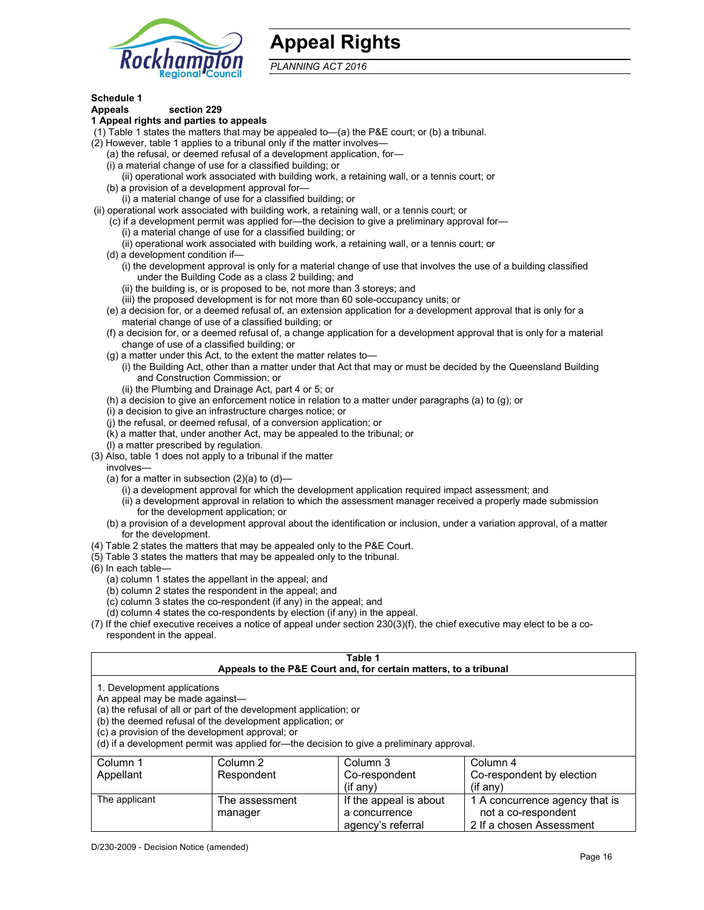# Appeal Rights

*PLANNING ACT 2016*

**Schedule 1**
**Appeals** **section 229**
**1 Appeal rights and parties to appeals**

(1) Table 1 states the matters that may be appealed to—(a) the P&E court; or (b) a tribunal.

(2) However, table 1 applies to a tribunal only if the matter involves—

(a) the refusal, or deemed refusal of a development application, for—

(i) a material change of use for a classified building; or

(ii) operational work associated with building work, a retaining wall, or a tennis court; or

(b) a provision of a development approval for—

(i) a material change of use for a classified building; or

(ii) operational work associated with building work, a retaining wall, or a tennis court; or

(c) if a development permit was applied for—the decision to give a preliminary approval for—

(i) a material change of use for a classified building; or

(ii) operational work associated with building work, a retaining wall, or a tennis court; or

(d) a development condition if—

(i) the development approval is only for a material change of use that involves the use of a building classified under the Building Code as a class 2 building; and

(ii) the building is, or is proposed to be, not more than 3 storeys; and

(iii) the proposed development is for not more than 60 sole-occupancy units; or

(e) a decision for, or a deemed refusal of, an extension application for a development approval that is only for a material change of use of a classified building; or

(f) a decision for, or a deemed refusal of, a change application for a development approval that is only for a material change of use of a classified building; or

(g) a matter under this Act, to the extent the matter relates to—

(i) the Building Act, other than a matter under that Act that may or must be decided by the Queensland Building and Construction Commission; or

(ii) the Plumbing and Drainage Act, part 4 or 5; or

(h) a decision to give an enforcement notice in relation to a matter under paragraphs (a) to (g); or

(i) a decision to give an infrastructure charges notice; or

(j) the refusal, or deemed refusal, of a conversion application; or

(k) a matter that, under another Act, may be appealed to the tribunal; or

(l) a matter prescribed by regulation.

(3) Also, table 1 does not apply to a tribunal if the matter involves—

(a) for a matter in subsection (2)(a) to (d)—

(i) a development approval for which the development application required impact assessment; and

(ii) a development approval in relation to which the assessment manager received a properly made submission for the development application; or

(b) a provision of a development approval about the identification or inclusion, under a variation approval, of a matter for the development.

(4) Table 2 states the matters that may be appealed only to the P&E Court.

(5) Table 3 states the matters that may be appealed only to the tribunal.

(6) In each table—

(a) column 1 states the appellant in the appeal; and

(b) column 2 states the respondent in the appeal; and

(c) column 3 states the co-respondent (if any) in the appeal; and

(d) column 4 states the co-respondents by election (if any) in the appeal.

(7) If the chief executive receives a notice of appeal under section 230(3)(f), the chief executive may elect to be a co-respondent in the appeal.

**Table 1**
**Appeals to the P&E Court and, for certain matters, to a tribunal**

1. Development applications
An appeal may be made against—
(a) the refusal of all or part of the development application; or
(b) the deemed refusal of the development application; or
(c) a provision of the development approval; or
(d) if a development permit was applied for—the decision to give a preliminary approval.

| Column 1<br>Appellant | Column 2<br>Respondent | Column 3<br>Co-respondent<br>(if any) | Column 4<br>Co-respondent by election<br>(if any) |
|---|---|---|---|
| The applicant | The assessment manager | If the appeal is about a concurrence agency's referral | 1 A concurrence agency that is not a co-respondent<br>2 If a chosen Assessment |

D/230-2009 - Decision Notice (amended)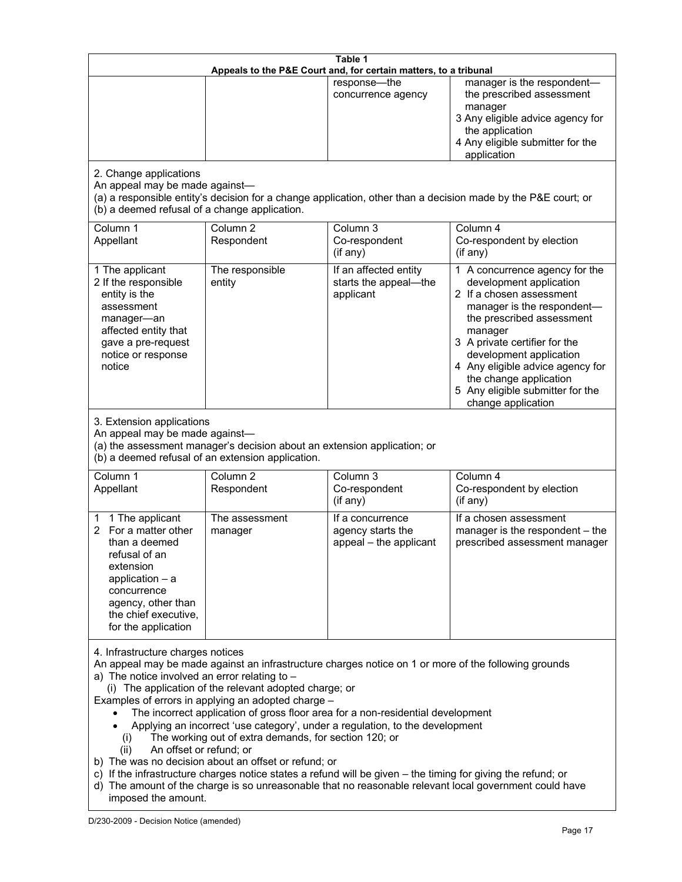| Table 1 | | | |
|---|---|---|---|
| **Appeals to the P&E Court and, for certain matters, to a tribunal** | | | |
| | | response—the concurrence agency | manager is the respondent—the prescribed assessment manager<br>3 Any eligible advice agency for the application<br>4 Any eligible submitter for the application |

2. Change applications

An appeal may be made against—

(a) a responsible entity's decision for a change application, other than a decision made by the P&E court; or

(b) a deemed refusal of a change application.

| Column 1<br>Appellant | Column 2<br>Respondent | Column 3<br>Co-respondent<br>(if any) | Column 4<br>Co-respondent by election<br>(if any) |
|---|---|---|---|
| 1 The applicant<br>2 If the responsible entity is the assessment manager—an affected entity that gave a pre-request notice or response notice | The responsible entity | If an affected entity starts the appeal—the applicant | 1 A concurrence agency for the development application<br>2 If a chosen assessment manager is the respondent—the prescribed assessment manager<br>3 A private certifier for the development application<br>4 Any eligible advice agency for the change application<br>5 Any eligible submitter for the change application |

3. Extension applications

An appeal may be made against—

(a) the assessment manager's decision about an extension application; or

(b) a deemed refusal of an extension application.

| Column 1<br>Appellant | Column 2<br>Respondent | Column 3<br>Co-respondent<br>(if any) | Column 4<br>Co-respondent by election<br>(if any) |
|---|---|---|---|
| 1 1 The applicant<br>2 For a matter other than a deemed refusal of an extension application – a concurrence agency, other than the chief executive, for the application | The assessment manager | If a concurrence agency starts the appeal – the applicant | If a chosen assessment manager is the respondent – the prescribed assessment manager |

4. Infrastructure charges notices

An appeal may be made against an infrastructure charges notice on 1 or more of the following grounds

a) The notice involved an error relating to –
   (i) The application of the relevant adopted charge; or

Examples of errors in applying an adopted charge –

- The incorrect application of gross floor area for a non-residential development
- Applying an incorrect 'use category', under a regulation, to the development
  - (i) The working out of extra demands, for section 120; or
  - (ii) An offset or refund; or

b) The was no decision about an offset or refund; or

c) If the infrastructure charges notice states a refund will be given – the timing for giving the refund; or

d) The amount of the charge is so unreasonable that no reasonable relevant local government could have imposed the amount.

D/230-2009 - Decision Notice (amended)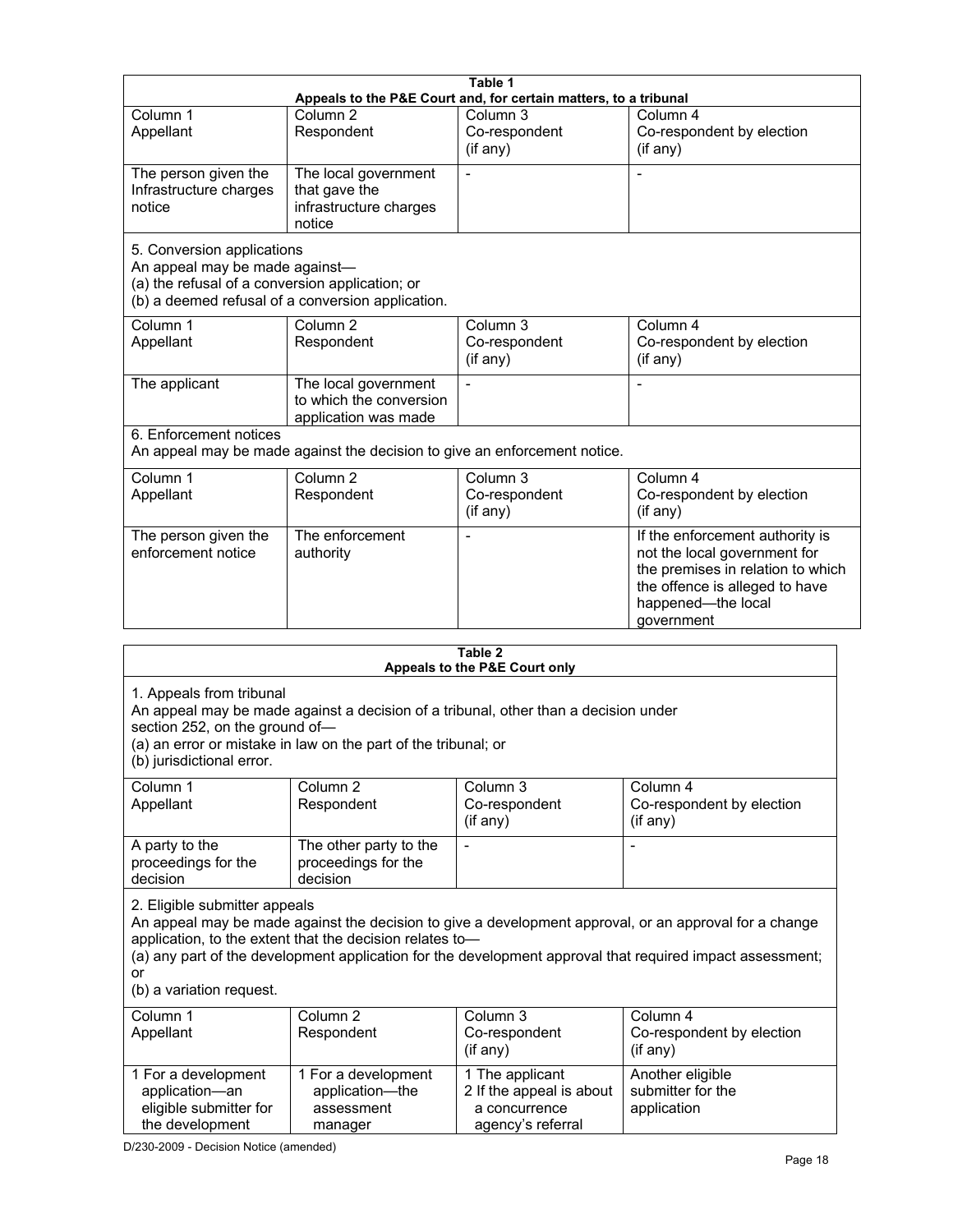| Table 1<br>Appeals to the P&E Court and, for certain matters, to a tribunal | | | |
|---|---|---|---|
| Column 1<br>Appellant | Column 2<br>Respondent | Column 3<br>Co-respondent<br>(if any) | Column 4<br>Co-respondent by election<br>(if any) |
| The person given the Infrastructure charges notice | The local government that gave the infrastructure charges notice | - | - |
| 5. Conversion applications<br>An appeal may be made against—<br>(a) the refusal of a conversion application; or<br>(b) a deemed refusal of a conversion application. | | | |
| Column 1<br>Appellant | Column 2<br>Respondent | Column 3<br>Co-respondent<br>(if any) | Column 4<br>Co-respondent by election<br>(if any) |
| The applicant | The local government to which the conversion application was made | - | - |
| 6. Enforcement notices<br>An appeal may be made against the decision to give an enforcement notice. | | | |
| Column 1<br>Appellant | Column 2<br>Respondent | Column 3<br>Co-respondent<br>(if any) | Column 4<br>Co-respondent by election<br>(if any) |
| The person given the enforcement notice | The enforcement authority | - | If the enforcement authority is not the local government for the premises in relation to which the offence is alleged to have happened—the local government |

| Table 2<br>Appeals to the P&E Court only | | | |
|---|---|---|---|
| 1. Appeals from tribunal<br>An appeal may be made against a decision of a tribunal, other than a decision under section 252, on the ground of—<br>(a) an error or mistake in law on the part of the tribunal; or<br>(b) jurisdictional error. | | | |
| Column 1<br>Appellant | Column 2<br>Respondent | Column 3<br>Co-respondent<br>(if any) | Column 4<br>Co-respondent by election<br>(if any) |
| A party to the proceedings for the decision | The other party to the proceedings for the decision | - | - |
| 2. Eligible submitter appeals<br>An appeal may be made against the decision to give a development approval, or an approval for a change application, to the extent that the decision relates to—<br>(a) any part of the development application for the development approval that required impact assessment; or<br>(b) a variation request. | | | |
| Column 1<br>Appellant | Column 2<br>Respondent | Column 3<br>Co-respondent<br>(if any) | Column 4<br>Co-respondent by election<br>(if any) |
| 1 For a development application—an eligible submitter for the development | 1 For a development application—the assessment manager | 1 The applicant<br>2 If the appeal is about a concurrence agency's referral | Another eligible submitter for the application |

D/230-2009 - Decision Notice (amended)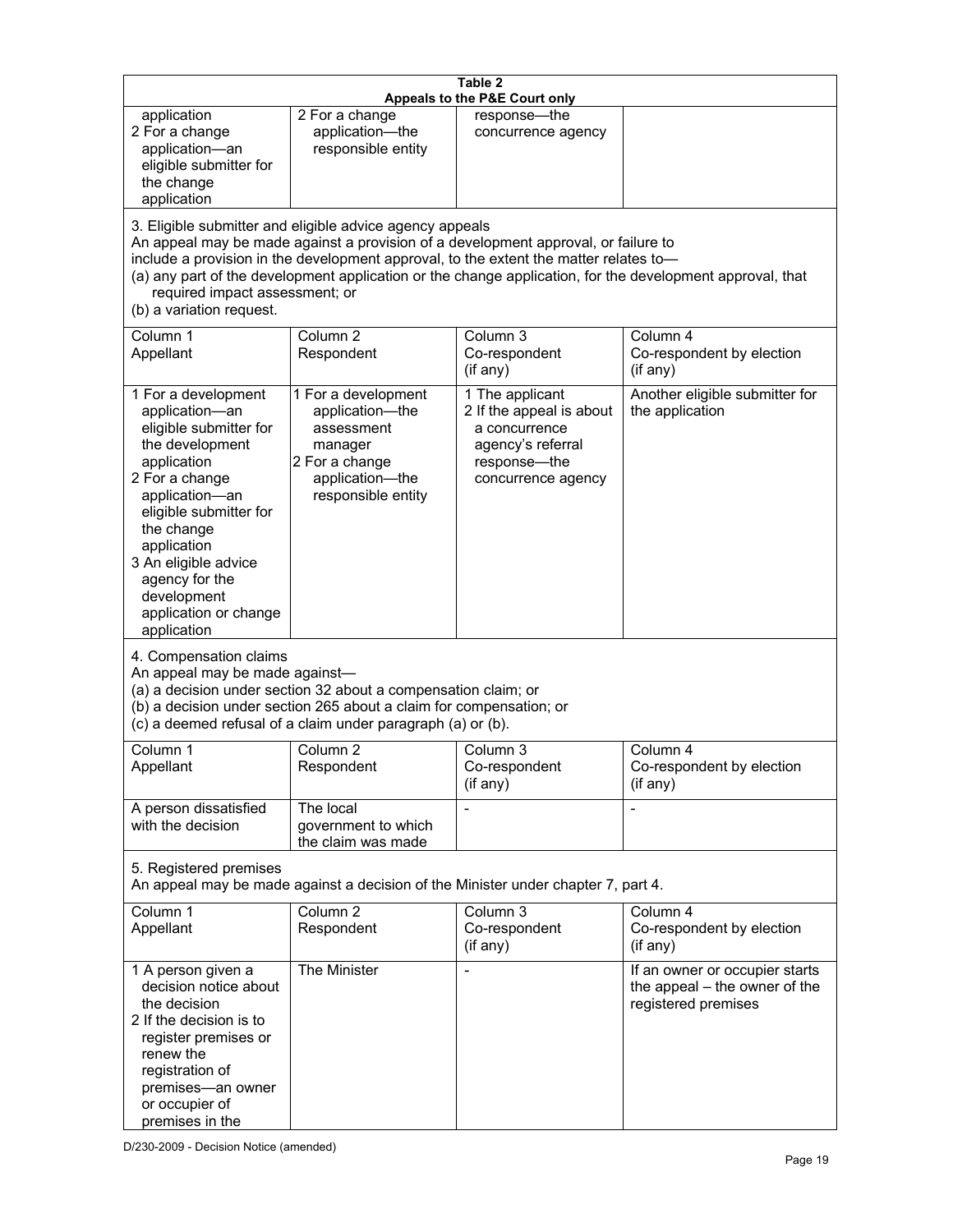**Table 2**
**Appeals to the P&E Court only**

| | | | |
|---|---|---|---|
| application<br>2 For a change application—an eligible submitter for the change application | 2 For a change application—the responsible entity | response—the concurrence agency | |

3. Eligible submitter and eligible advice agency appeals

An appeal may be made against a provision of a development approval, or failure to include a provision in the development approval, to the extent the matter relates to—

(a) any part of the development application or the change application, for the development approval, that required impact assessment; or

(b) a variation request.

| Column 1<br>Appellant | Column 2<br>Respondent | Column 3<br>Co-respondent<br>(if any) | Column 4<br>Co-respondent by election<br>(if any) |
|---|---|---|---|
| 1 For a development application—an eligible submitter for the development application<br>2 For a change application—an eligible submitter for the change application<br>3 An eligible advice agency for the development application or change application | 1 For a development application—the assessment manager<br>2 For a change application—the responsible entity | 1 The applicant<br>2 If the appeal is about a concurrence agency's referral response—the concurrence agency | Another eligible submitter for the application |

4. Compensation claims

An appeal may be made against—

(a) a decision under section 32 about a compensation claim; or

(b) a decision under section 265 about a claim for compensation; or

(c) a deemed refusal of a claim under paragraph (a) or (b).

| Column 1<br>Appellant | Column 2<br>Respondent | Column 3<br>Co-respondent<br>(if any) | Column 4<br>Co-respondent by election<br>(if any) |
|---|---|---|---|
| A person dissatisfied with the decision | The local government to which the claim was made | - | - |

5. Registered premises

An appeal may be made against a decision of the Minister under chapter 7, part 4.

| Column 1<br>Appellant | Column 2<br>Respondent | Column 3<br>Co-respondent<br>(if any) | Column 4<br>Co-respondent by election<br>(if any) |
|---|---|---|---|
| 1 A person given a decision notice about the decision<br>2 If the decision is to register premises or renew the registration of premises—an owner or occupier of premises in the | The Minister | - | If an owner or occupier starts the appeal – the owner of the registered premises |

D/230-2009 - Decision Notice (amended)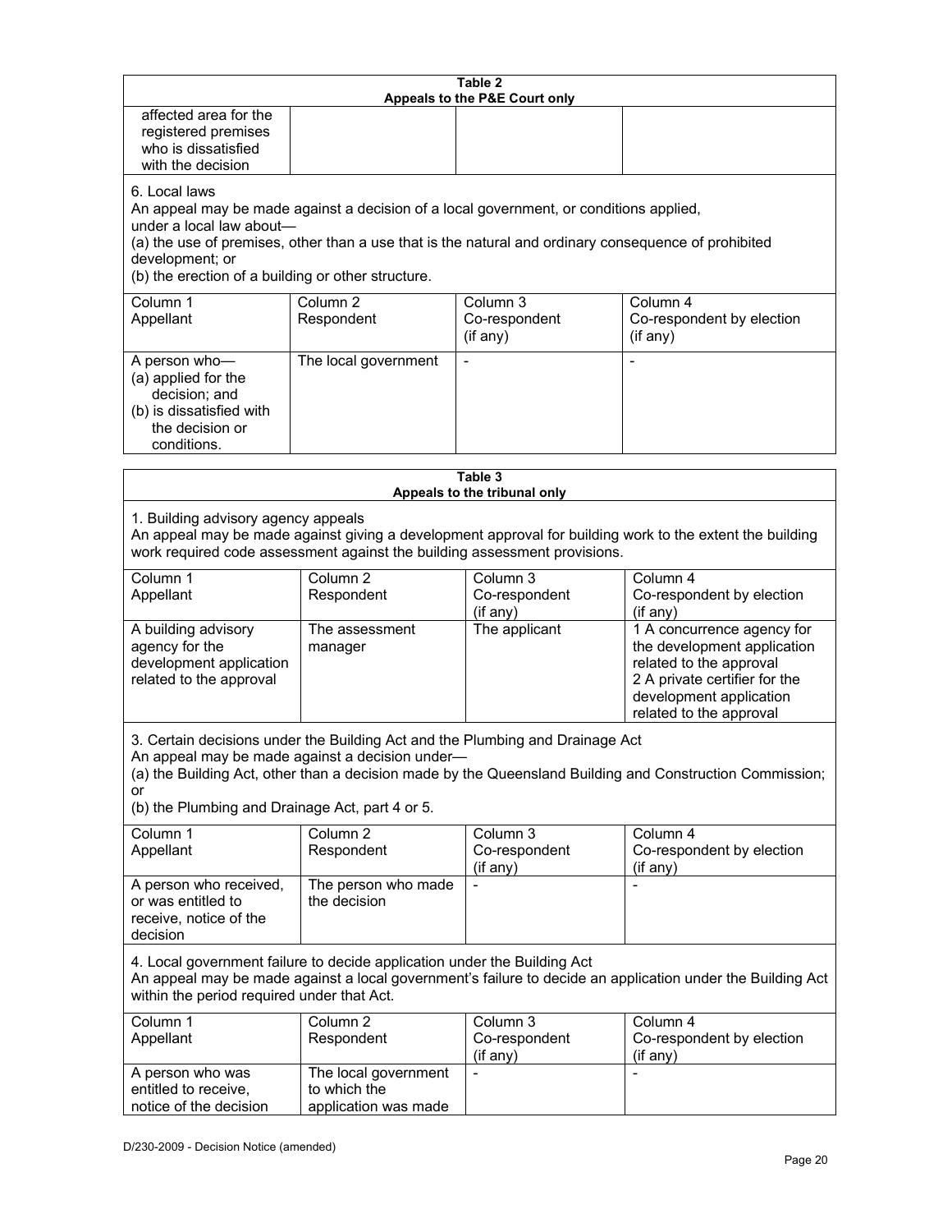**Table 2**
**Appeals to the P&E Court only**

| | | | |
|---|---|---|---|
| affected area for the registered premises who is dissatisfied with the decision | | | |

6. Local laws
An appeal may be made against a decision of a local government, or conditions applied, under a local law about—
(a) the use of premises, other than a use that is the natural and ordinary consequence of prohibited development; or
(b) the erection of a building or other structure.

| Column 1 Appellant | Column 2 Respondent | Column 3 Co-respondent (if any) | Column 4 Co-respondent by election (if any) |
|---|---|---|---|
| A person who— (a) applied for the decision; and (b) is dissatisfied with the decision or conditions. | The local government | - | - |

**Table 3**
**Appeals to the tribunal only**

1. Building advisory agency appeals
An appeal may be made against giving a development approval for building work to the extent the building work required code assessment against the building assessment provisions.

| Column 1 Appellant | Column 2 Respondent | Column 3 Co-respondent (if any) | Column 4 Co-respondent by election (if any) |
|---|---|---|---|
| A building advisory agency for the development application related to the approval | The assessment manager | The applicant | 1 A concurrence agency for the development application related to the approval 2 A private certifier for the development application related to the approval |

3. Certain decisions under the Building Act and the Plumbing and Drainage Act
An appeal may be made against a decision under—
(a) the Building Act, other than a decision made by the Queensland Building and Construction Commission; or
(b) the Plumbing and Drainage Act, part 4 or 5.

| Column 1 Appellant | Column 2 Respondent | Column 3 Co-respondent (if any) | Column 4 Co-respondent by election (if any) |
|---|---|---|---|
| A person who received, or was entitled to receive, notice of the decision | The person who made the decision | - | - |

4. Local government failure to decide application under the Building Act
An appeal may be made against a local government's failure to decide an application under the Building Act within the period required under that Act.

| Column 1 Appellant | Column 2 Respondent | Column 3 Co-respondent (if any) | Column 4 Co-respondent by election (if any) |
|---|---|---|---|
| A person who was entitled to receive, notice of the decision | The local government to which the application was made | - | - |

D/230-2009 - Decision Notice (amended)